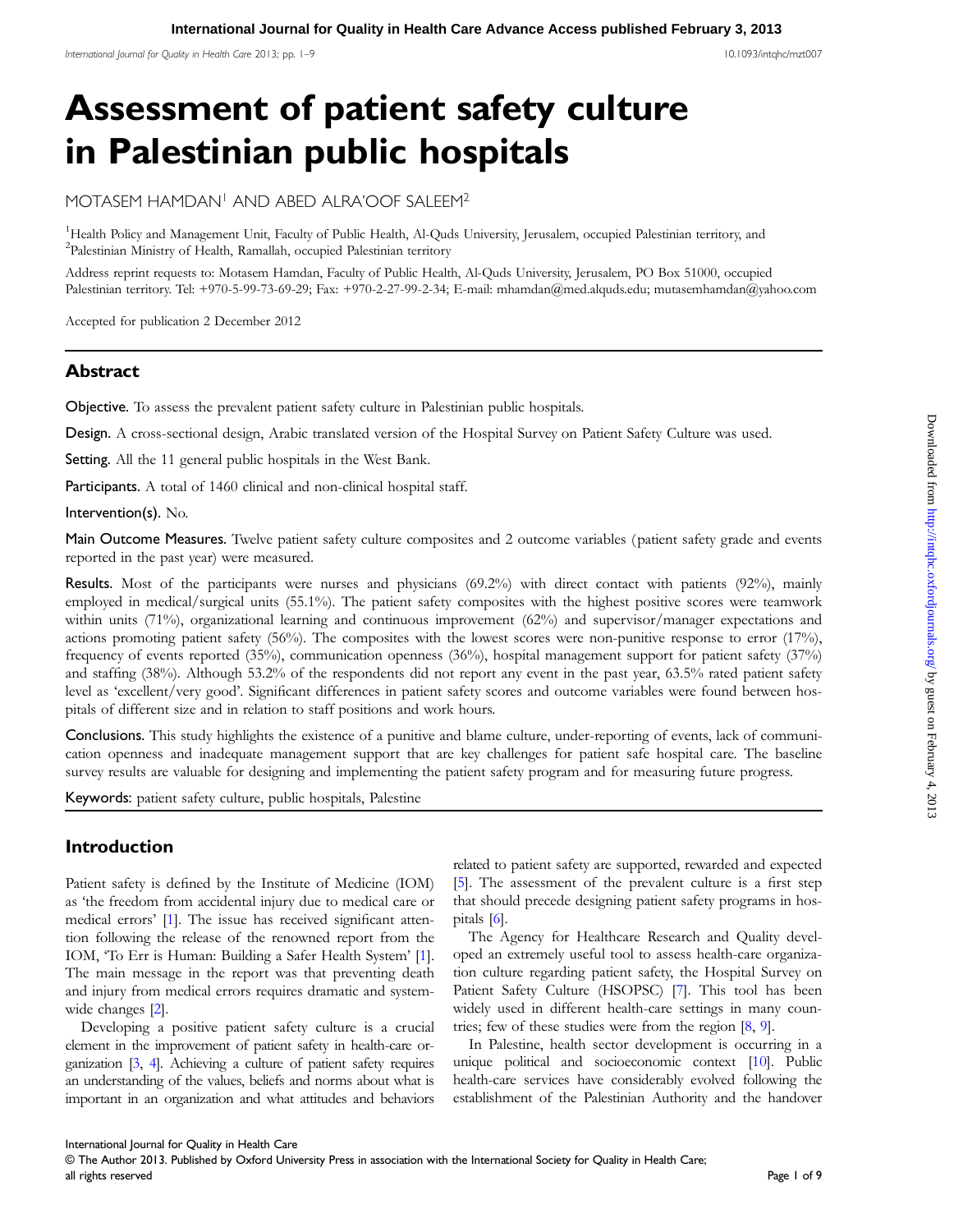# Assessment of patient safety culture in Palestinian public hospitals

MOTASEM HAMDAN[1] AND ABED ALRA'OOF SALEEM[2]

[1]Health Policy and Management Unit, Faculty of Public Health, Al-Quds University, Jerusalem, occupied Palestinian territory, and [2]Palestinian Ministry of Health, Ramallah, occupied Palestinian territory

Address reprint requests to: Motasem Hamdan, Faculty of Public Health, Al-Quds University, Jerusalem, PO Box 51000, occupied Palestinian territory. Tel: +970-5-99-73-69-29; Fax: +970-2-27-99-2-34; E-mail: mhamdan@med.alquds.edu; mutasemhamdan@yahoo.com

Accepted for publication 2 December 2012

## Abstract

**Objective.** To assess the prevalent patient safety culture in Palestinian public hospitals.

**Design.** A cross-sectional design, Arabic translated version of the Hospital Survey on Patient Safety Culture was used.

**Setting.** All the 11 general public hospitals in the West Bank.

**Participants.** A total of 1460 clinical and non-clinical hospital staff.

**Intervention(s).** No.

**Main Outcome Measures.** Twelve patient safety culture composites and 2 outcome variables (patient safety grade and events reported in the past year) were measured.

**Results.** Most of the participants were nurses and physicians (69.2%) with direct contact with patients (92%), mainly employed in medical/surgical units (55.1%). The patient safety composites with the highest positive scores were teamwork within units (71%), organizational learning and continuous improvement (62%) and supervisor/manager expectations and actions promoting patient safety (56%). The composites with the lowest scores were non-punitive response to error (17%), frequency of events reported (35%), communication openness (36%), hospital management support for patient safety (37%) and staffing (38%). Although 53.2% of the respondents did not report any event in the past year, 63.5% rated patient safety level as 'excellent/very good'. Significant differences in patient safety scores and outcome variables were found between hospitals of different size and in relation to staff positions and work hours.

**Conclusions.** This study highlights the existence of a punitive and blame culture, under-reporting of events, lack of communication openness and inadequate management support that are key challenges for patient safe hospital care. The baseline survey results are valuable for designing and implementing the patient safety program and for measuring future progress.

**Keywords:** patient safety culture, public hospitals, Palestine

## Introduction

Patient safety is defined by the Institute of Medicine (IOM) as 'the freedom from accidental injury due to medical care or medical errors' [1]. The issue has received significant attention following the release of the renowned report from the IOM, 'To Err is Human: Building a Safer Health System' [1]. The main message in the report was that preventing death and injury from medical errors requires dramatic and system-wide changes [2].

Developing a positive patient safety culture is a crucial element in the improvement of patient safety in health-care organization [3, 4]. Achieving a culture of patient safety requires an understanding of the values, beliefs and norms about what is important in an organization and what attitudes and behaviors related to patient safety are supported, rewarded and expected [5]. The assessment of the prevalent culture is a first step that should precede designing patient safety programs in hospitals [6].

The Agency for Healthcare Research and Quality developed an extremely useful tool to assess health-care organization culture regarding patient safety, the Hospital Survey on Patient Safety Culture (HSOPSC) [7]. This tool has been widely used in different health-care settings in many countries; few of these studies were from the region [8, 9].

In Palestine, health sector development is occurring in a unique political and socioeconomic context [10]. Public health-care services have considerably evolved following the establishment of the Palestinian Authority and the handover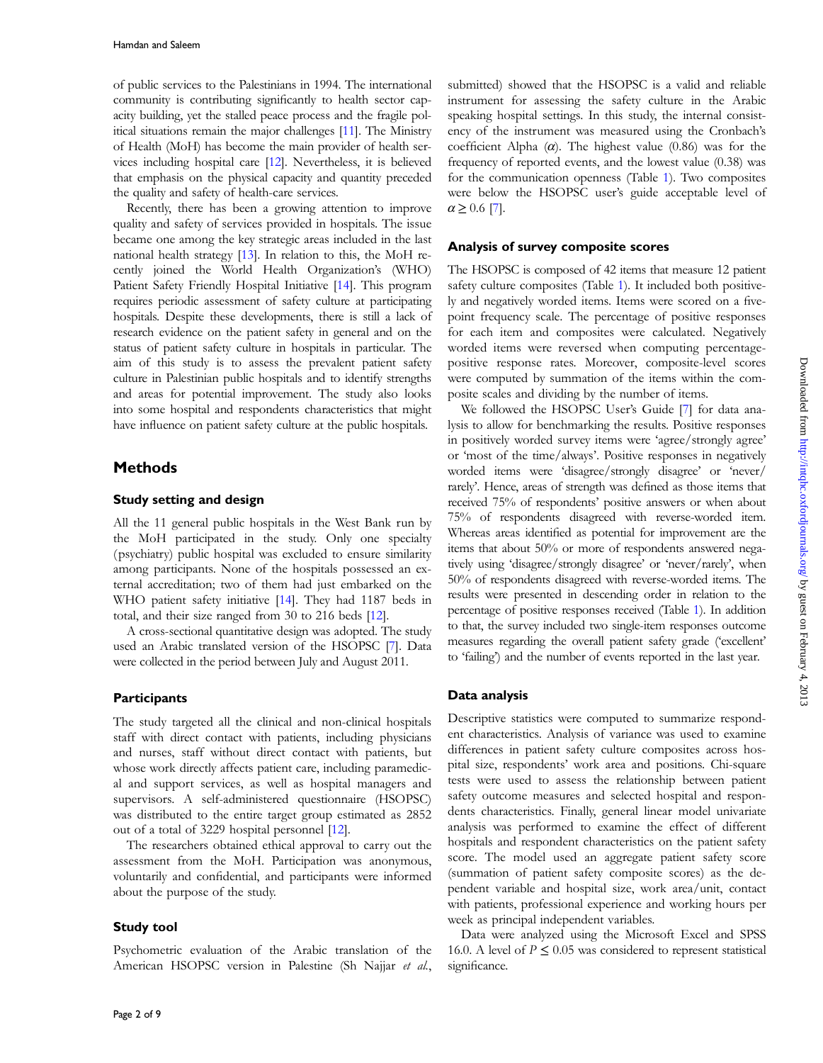of public services to the Palestinians in 1994. The international community is contributing significantly to health sector capacity building, yet the stalled peace process and the fragile political situations remain the major challenges [11]. The Ministry of Health (MoH) has become the main provider of health services including hospital care [12]. Nevertheless, it is believed that emphasis on the physical capacity and quantity preceded the quality and safety of health-care services.

Recently, there has been a growing attention to improve quality and safety of services provided in hospitals. The issue became one among the key strategic areas included in the last national health strategy [13]. In relation to this, the MoH recently joined the World Health Organization's (WHO) Patient Safety Friendly Hospital Initiative [14]. This program requires periodic assessment of safety culture at participating hospitals. Despite these developments, there is still a lack of research evidence on the patient safety in general and on the status of patient safety culture in hospitals in particular. The aim of this study is to assess the prevalent patient safety culture in Palestinian public hospitals and to identify strengths and areas for potential improvement. The study also looks into some hospital and respondents characteristics that might have influence on patient safety culture at the public hospitals.

## Methods

### Study setting and design

All the 11 general public hospitals in the West Bank run by the MoH participated in the study. Only one specialty (psychiatry) public hospital was excluded to ensure similarity among participants. None of the hospitals possessed an external accreditation; two of them had just embarked on the WHO patient safety initiative [14]. They had 1187 beds in total, and their size ranged from 30 to 216 beds [12].

A cross-sectional quantitative design was adopted. The study used an Arabic translated version of the HSOPSC [7]. Data were collected in the period between July and August 2011.

### Participants

The study targeted all the clinical and non-clinical hospitals staff with direct contact with patients, including physicians and nurses, staff without direct contact with patients, but whose work directly affects patient care, including paramedical and support services, as well as hospital managers and supervisors. A self-administered questionnaire (HSOPSC) was distributed to the entire target group estimated as 2852 out of a total of 3229 hospital personnel [12].

The researchers obtained ethical approval to carry out the assessment from the MoH. Participation was anonymous, voluntarily and confidential, and participants were informed about the purpose of the study.

### Study tool

Psychometric evaluation of the Arabic translation of the American HSOPSC version in Palestine (Sh Najjar *et al.*, submitted) showed that the HSOPSC is a valid and reliable instrument for assessing the safety culture in the Arabic speaking hospital settings. In this study, the internal consistency of the instrument was measured using the Cronbach's coefficient Alpha ($\alpha$). The highest value (0.86) was for the frequency of reported events, and the lowest value (0.38) was for the communication openness (Table 1). Two composites were below the HSOPSC user's guide acceptable level of $\alpha \geq 0.6$ [7].

### Analysis of survey composite scores

The HSOPSC is composed of 42 items that measure 12 patient safety culture composites (Table 1). It included both positively and negatively worded items. Items were scored on a five-point frequency scale. The percentage of positive responses for each item and composites were calculated. Negatively worded items were reversed when computing percentage-positive response rates. Moreover, composite-level scores were computed by summation of the items within the composite scales and dividing by the number of items.

We followed the HSOPSC User's Guide [7] for data analysis to allow for benchmarking the results. Positive responses in positively worded survey items were 'agree/strongly agree' or 'most of the time/always'. Positive responses in negatively worded items were 'disagree/strongly disagree' or 'never/rarely'. Hence, areas of strength was defined as those items that received 75% of respondents' positive answers or when about 75% of respondents disagreed with reverse-worded item. Whereas areas identified as potential for improvement are the items that about 50% or more of respondents answered negatively using 'disagree/strongly disagree' or 'never/rarely', when 50% of respondents disagreed with reverse-worded items. The results were presented in descending order in relation to the percentage of positive responses received (Table 1). In addition to that, the survey included two single-item responses outcome measures regarding the overall patient safety grade ('excellent' to 'failing') and the number of events reported in the last year.

### Data analysis

Descriptive statistics were computed to summarize respondent characteristics. Analysis of variance was used to examine differences in patient safety culture composites across hospital size, respondents' work area and positions. Chi-square tests were used to assess the relationship between patient safety outcome measures and selected hospital and respondents characteristics. Finally, general linear model univariate analysis was performed to examine the effect of different hospitals and respondent characteristics on the patient safety score. The model used an aggregate patient safety score (summation of patient safety composite scores) as the dependent variable and hospital size, work area/unit, contact with patients, professional experience and working hours per week as principal independent variables.

Data were analyzed using the Microsoft Excel and SPSS 16.0. A level of $P \leq 0.05$ was considered to represent statistical significance.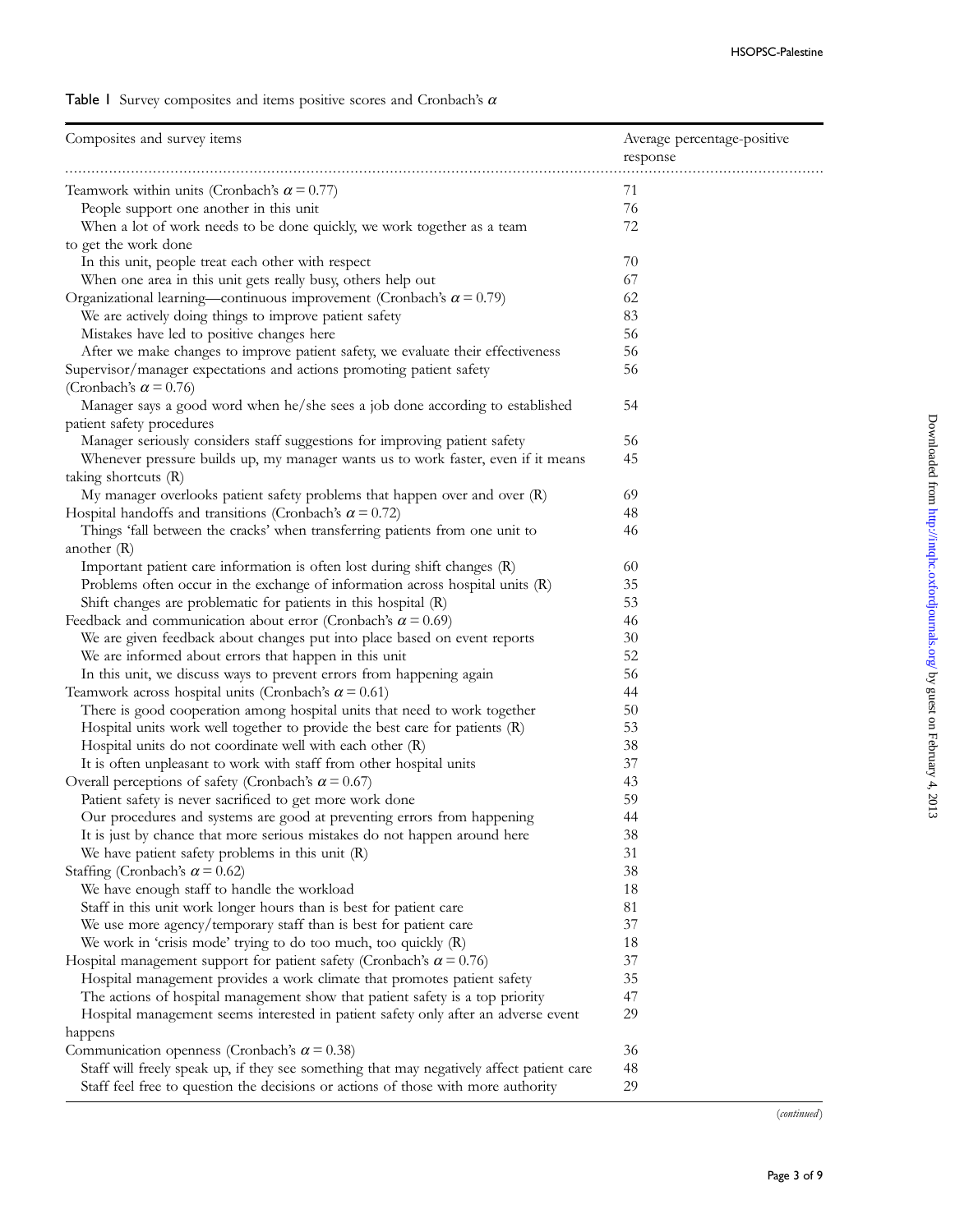Table 1 Survey composites and items positive scores and Cronbach's $\alpha$

| Composites and survey items | Average percentage-positive response |
|---|---|
| Teamwork within units (Cronbach's $\alpha = 0.77$) | 71 |
| People support one another in this unit | 76 |
| When a lot of work needs to be done quickly, we work together as a team to get the work done | 72 |
| In this unit, people treat each other with respect | 70 |
| When one area in this unit gets really busy, others help out | 67 |
| Organizational learning—continuous improvement (Cronbach's $\alpha = 0.79$) | 62 |
| We are actively doing things to improve patient safety | 83 |
| Mistakes have led to positive changes here | 56 |
| After we make changes to improve patient safety, we evaluate their effectiveness | 56 |
| Supervisor/manager expectations and actions promoting patient safety (Cronbach's $\alpha = 0.76$) | 56 |
| Manager says a good word when he/she sees a job done according to established patient safety procedures | 54 |
| Manager seriously considers staff suggestions for improving patient safety | 56 |
| Whenever pressure builds up, my manager wants us to work faster, even if it means taking shortcuts (R) | 45 |
| My manager overlooks patient safety problems that happen over and over (R) | 69 |
| Hospital handoffs and transitions (Cronbach's $\alpha = 0.72$) | 48 |
| Things 'fall between the cracks' when transferring patients from one unit to another (R) | 46 |
| Important patient care information is often lost during shift changes (R) | 60 |
| Problems often occur in the exchange of information across hospital units (R) | 35 |
| Shift changes are problematic for patients in this hospital (R) | 53 |
| Feedback and communication about error (Cronbach's $\alpha = 0.69$) | 46 |
| We are given feedback about changes put into place based on event reports | 30 |
| We are informed about errors that happen in this unit | 52 |
| In this unit, we discuss ways to prevent errors from happening again | 56 |
| Teamwork across hospital units (Cronbach's $\alpha = 0.61$) | 44 |
| There is good cooperation among hospital units that need to work together | 50 |
| Hospital units work well together to provide the best care for patients (R) | 53 |
| Hospital units do not coordinate well with each other (R) | 38 |
| It is often unpleasant to work with staff from other hospital units | 37 |
| Overall perceptions of safety (Cronbach's $\alpha = 0.67$) | 43 |
| Patient safety is never sacrificed to get more work done | 59 |
| Our procedures and systems are good at preventing errors from happening | 44 |
| It is just by chance that more serious mistakes do not happen around here | 38 |
| We have patient safety problems in this unit (R) | 31 |
| Staffing (Cronbach's $\alpha = 0.62$) | 38 |
| We have enough staff to handle the workload | 18 |
| Staff in this unit work longer hours than is best for patient care | 81 |
| We use more agency/temporary staff than is best for patient care | 37 |
| We work in 'crisis mode' trying to do too much, too quickly (R) | 18 |
| Hospital management support for patient safety (Cronbach's $\alpha = 0.76$) | 37 |
| Hospital management provides a work climate that promotes patient safety | 35 |
| The actions of hospital management show that patient safety is a top priority | 47 |
| Hospital management seems interested in patient safety only after an adverse event happens | 29 |
| Communication openness (Cronbach's $\alpha = 0.38$) | 36 |
| Staff will freely speak up, if they see something that may negatively affect patient care | 48 |
| Staff feel free to question the decisions or actions of those with more authority | 29 |

(*continued*)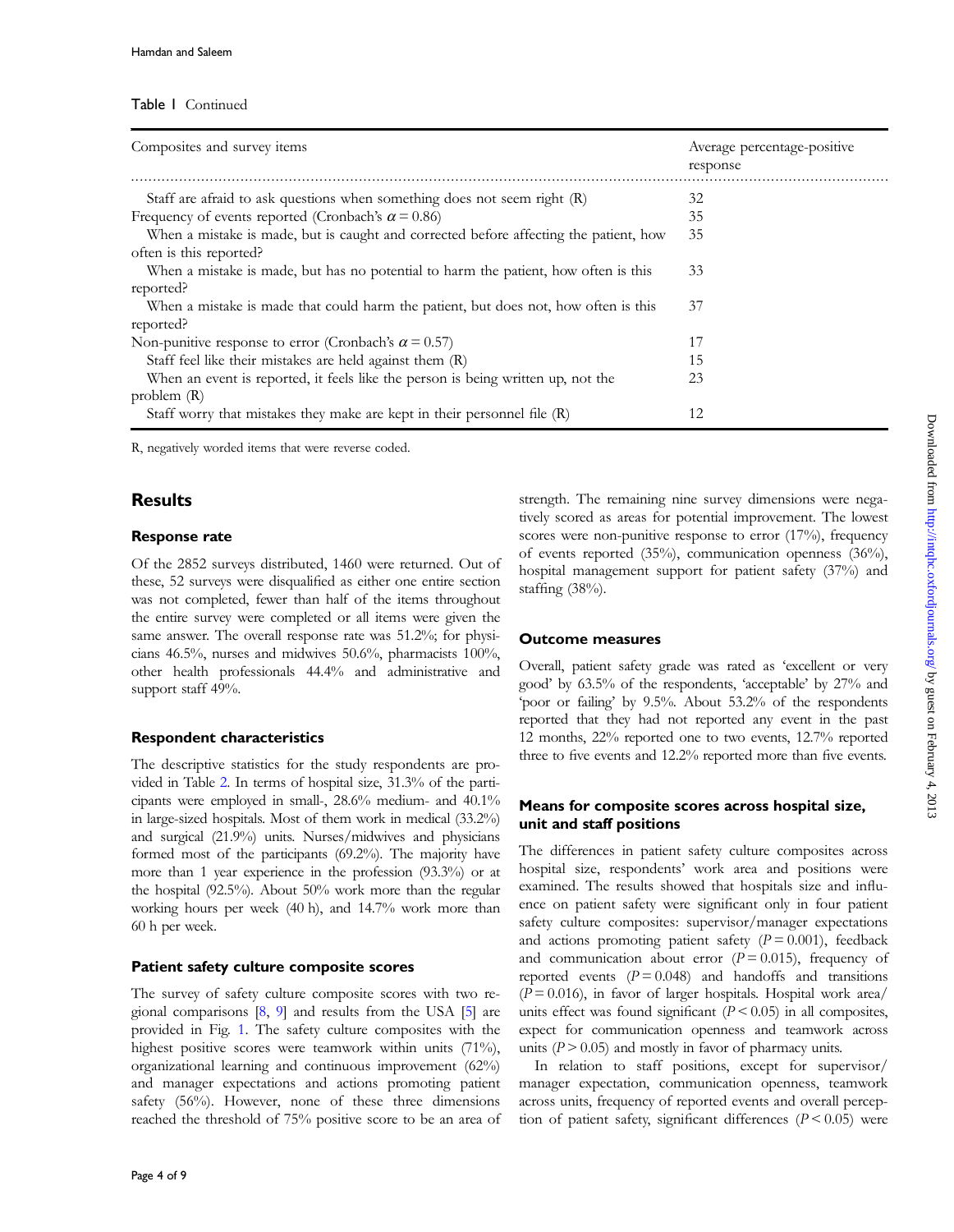Table 1 Continued

| Composites and survey items | Average percentage-positive response |
|---|---|
| Staff are afraid to ask questions when something does not seem right (R) | 32 |
| Frequency of events reported (Cronbach's $\alpha = 0.86$) | 35 |
| When a mistake is made, but is caught and corrected before affecting the patient, how often is this reported? | 35 |
| When a mistake is made, but has no potential to harm the patient, how often is this reported? | 33 |
| When a mistake is made that could harm the patient, but does not, how often is this reported? | 37 |
| Non-punitive response to error (Cronbach's $\alpha = 0.57$) | 17 |
| Staff feel like their mistakes are held against them (R) | 15 |
| When an event is reported, it feels like the person is being written up, not the problem (R) | 23 |
| Staff worry that mistakes they make are kept in their personnel file (R) | 12 |

R, negatively worded items that were reverse coded.

## Results

### Response rate

Of the 2852 surveys distributed, 1460 were returned. Out of these, 52 surveys were disqualified as either one entire section was not completed, fewer than half of the items throughout the entire survey were completed or all items were given the same answer. The overall response rate was 51.2%; for physicians 46.5%, nurses and midwives 50.6%, pharmacists 100%, other health professionals 44.4% and administrative and support staff 49%.

### Respondent characteristics

The descriptive statistics for the study respondents are provided in Table 2. In terms of hospital size, 31.3% of the participants were employed in small-, 28.6% medium- and 40.1% in large-sized hospitals. Most of them work in medical (33.2%) and surgical (21.9%) units. Nurses/midwives and physicians formed most of the participants (69.2%). The majority have more than 1 year experience in the profession (93.3%) or at the hospital (92.5%). About 50% work more than the regular working hours per week (40 h), and 14.7% work more than 60 h per week.

### Patient safety culture composite scores

The survey of safety culture composite scores with two regional comparisons [8, 9] and results from the USA [5] are provided in Fig. 1. The safety culture composites with the highest positive scores were teamwork within units (71%), organizational learning and continuous improvement (62%) and manager expectations and actions promoting patient safety (56%). However, none of these three dimensions reached the threshold of 75% positive score to be an area of strength. The remaining nine survey dimensions were negatively scored as areas for potential improvement. The lowest scores were non-punitive response to error (17%), frequency of events reported (35%), communication openness (36%), hospital management support for patient safety (37%) and staffing (38%).

### Outcome measures

Overall, patient safety grade was rated as 'excellent or very good' by 63.5% of the respondents, 'acceptable' by 27% and 'poor or failing' by 9.5%. About 53.2% of the respondents reported that they had not reported any event in the past 12 months, 22% reported one to two events, 12.7% reported three to five events and 12.2% reported more than five events.

### Means for composite scores across hospital size, unit and staff positions

The differences in patient safety culture composites across hospital size, respondents' work area and positions were examined. The results showed that hospitals size and influence on patient safety were significant only in four patient safety culture composites: supervisor/manager expectations and actions promoting patient safety ($P = 0.001$), feedback and communication about error ($P = 0.015$), frequency of reported events ($P = 0.048$) and handoffs and transitions ($P = 0.016$), in favor of larger hospitals. Hospital work area/units effect was found significant ($P < 0.05$) in all composites, expect for communication openness and teamwork across units ($P > 0.05$) and mostly in favor of pharmacy units.

In relation to staff positions, except for supervisor/manager expectation, communication openness, teamwork across units, frequency of reported events and overall perception of patient safety, significant differences ($P < 0.05$) were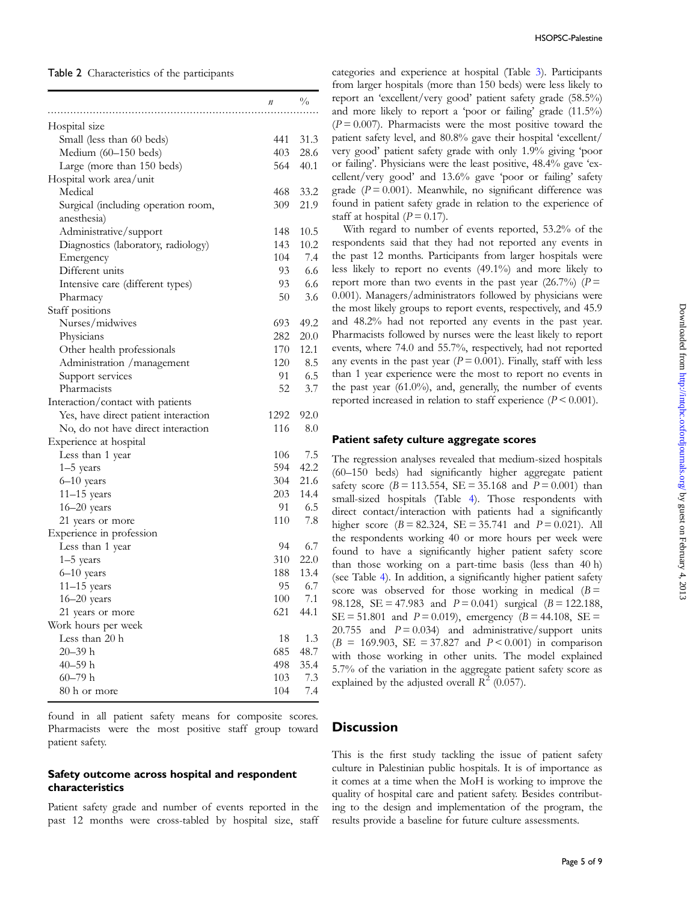Table 2 Characteristics of the participants

| | $n$ | % |
|---|---|---|
| Hospital size | | |
| Small (less than 60 beds) | 441 | 31.3 |
| Medium (60–150 beds) | 403 | 28.6 |
| Large (more than 150 beds) | 564 | 40.1 |
| Hospital work area/unit | | |
| Medical | 468 | 33.2 |
| Surgical (including operation room, anesthesia) | 309 | 21.9 |
| Administrative/support | 148 | 10.5 |
| Diagnostics (laboratory, radiology) | 143 | 10.2 |
| Emergency | 104 | 7.4 |
| Different units | 93 | 6.6 |
| Intensive care (different types) | 93 | 6.6 |
| Pharmacy | 50 | 3.6 |
| Staff positions | | |
| Nurses/midwives | 693 | 49.2 |
| Physicians | 282 | 20.0 |
| Other health professionals | 170 | 12.1 |
| Administration /management | 120 | 8.5 |
| Support services | 91 | 6.5 |
| Pharmacists | 52 | 3.7 |
| Interaction/contact with patients | | |
| Yes, have direct patient interaction | 1292 | 92.0 |
| No, do not have direct interaction | 116 | 8.0 |
| Experience at hospital | | |
| Less than 1 year | 106 | 7.5 |
| 1–5 years | 594 | 42.2 |
| 6–10 years | 304 | 21.6 |
| 11–15 years | 203 | 14.4 |
| 16–20 years | 91 | 6.5 |
| 21 years or more | 110 | 7.8 |
| Experience in profession | | |
| Less than 1 year | 94 | 6.7 |
| 1–5 years | 310 | 22.0 |
| 6–10 years | 188 | 13.4 |
| 11–15 years | 95 | 6.7 |
| 16–20 years | 100 | 7.1 |
| 21 years or more | 621 | 44.1 |
| Work hours per week | | |
| Less than 20 h | 18 | 1.3 |
| 20–39 h | 685 | 48.7 |
| 40–59 h | 498 | 35.4 |
| 60–79 h | 103 | 7.3 |
| 80 h or more | 104 | 7.4 |

found in all patient safety means for composite scores. Pharmacists were the most positive staff group toward patient safety.

### Safety outcome across hospital and respondent characteristics

Patient safety grade and number of events reported in the past 12 months were cross-tabled by hospital size, staff categories and experience at hospital (Table 3). Participants from larger hospitals (more than 150 beds) were less likely to report an 'excellent/very good' patient safety grade (58.5%) and more likely to report a 'poor or failing' grade (11.5%) ($P = 0.007$). Pharmacists were the most positive toward the patient safety level, and 80.8% gave their hospital 'excellent/very good' patient safety grade with only 1.9% giving 'poor or failing'. Physicians were the least positive, 48.4% gave 'excellent/very good' and 13.6% gave 'poor or failing' safety grade ($P = 0.001$). Meanwhile, no significant difference was found in patient safety grade in relation to the experience of staff at hospital ($P = 0.17$).

With regard to number of events reported, 53.2% of the respondents said that they had not reported any events in the past 12 months. Participants from larger hospitals were less likely to report no events (49.1%) and more likely to report more than two events in the past year (26.7%) ($P = 0.001$). Managers/administrators followed by physicians were the most likely groups to report events, respectively, and 45.9 and 48.2% had not reported any events in the past year. Pharmacists followed by nurses were the least likely to report events, where 74.0 and 55.7%, respectively, had not reported any events in the past year ($P = 0.001$). Finally, staff with less than 1 year experience were the most to report no events in the past year (61.0%), and, generally, the number of events reported increased in relation to staff experience ($P < 0.001$).

### Patient safety culture aggregate scores

The regression analyses revealed that medium-sized hospitals (60–150 beds) had significantly higher aggregate patient safety score ($B = 113.554$, $SE = 35.168$ and $P = 0.001$) than small-sized hospitals (Table 4). Those respondents with direct contact/interaction with patients had a significantly higher score ($B = 82.324$, $SE = 35.741$ and $P = 0.021$). All the respondents working 40 or more hours per week were found to have a significantly higher patient safety score than those working on a part-time basis (less than 40 h) (see Table 4). In addition, a significantly higher patient safety score was observed for those working in medical ($B = 98.128$, $SE = 47.983$ and $P = 0.041$) surgical ($B = 122.188$, $SE = 51.801$ and $P = 0.019$), emergency ($B = 44.108$, $SE = 20.755$ and $P = 0.034$) and administrative/support units ($B = 169.903$, $SE = 37.827$ and $P < 0.001$) in comparison with those working in other units. The model explained 5.7% of the variation in the aggregate patient safety score as explained by the adjusted overall $R^2$ (0.057).

## Discussion

This is the first study tackling the issue of patient safety culture in Palestinian public hospitals. It is of importance as it comes at a time when the MoH is working to improve the quality of hospital care and patient safety. Besides contributing to the design and implementation of the program, the results provide a baseline for future culture assessments.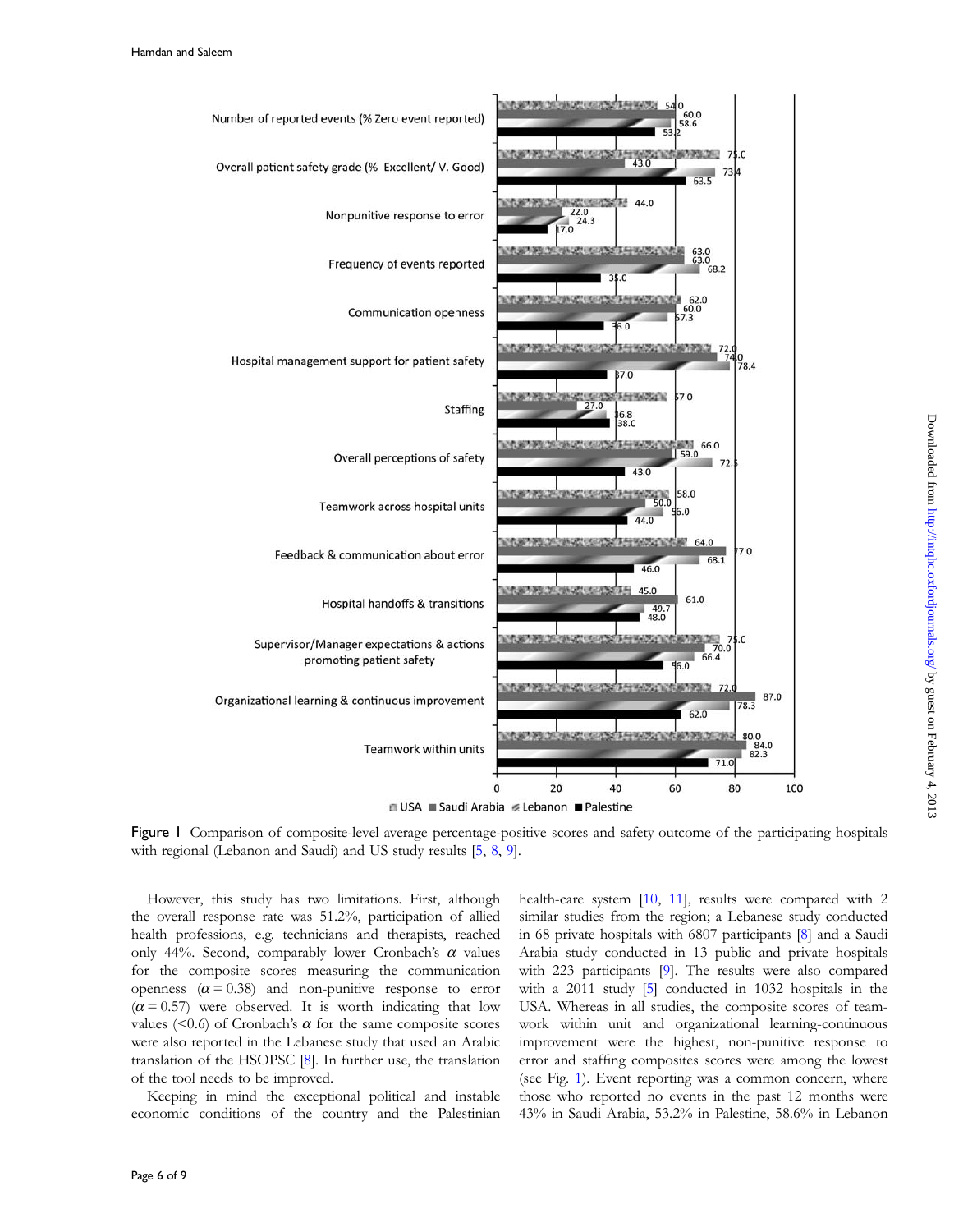Figure 1 Comparison of composite-level average percentage-positive scores and safety outcome of the participating hospitals with regional (Lebanon and Saudi) and US study results [5, 8, 9].

However, this study has two limitations. First, although the overall response rate was 51.2%, participation of allied health professions, e.g. technicians and therapists, reached only 44%. Second, comparably lower Cronbach's $\alpha$ values for the composite scores measuring the communication openness ($\alpha = 0.38$) and non-punitive response to error ($\alpha = 0.57$) were observed. It is worth indicating that low values (<0.6) of Cronbach's $\alpha$ for the same composite scores were also reported in the Lebanese study that used an Arabic translation of the HSOPSC [8]. In further use, the translation of the tool needs to be improved.

Keeping in mind the exceptional political and instable economic conditions of the country and the Palestinian health-care system [10, 11], results were compared with 2 similar studies from the region; a Lebanese study conducted in 68 private hospitals with 6807 participants [8] and a Saudi Arabia study conducted in 13 public and private hospitals with 223 participants [9]. The results were also compared with a 2011 study [5] conducted in 1032 hospitals in the USA. Whereas in all studies, the composite scores of teamwork within unit and organizational learning-continuous improvement were the highest, non-punitive response to error and staffing composites scores were among the lowest (see Fig. 1). Event reporting was a common concern, where those who reported no events in the past 12 months were 43% in Saudi Arabia, 53.2% in Palestine, 58.6% in Lebanon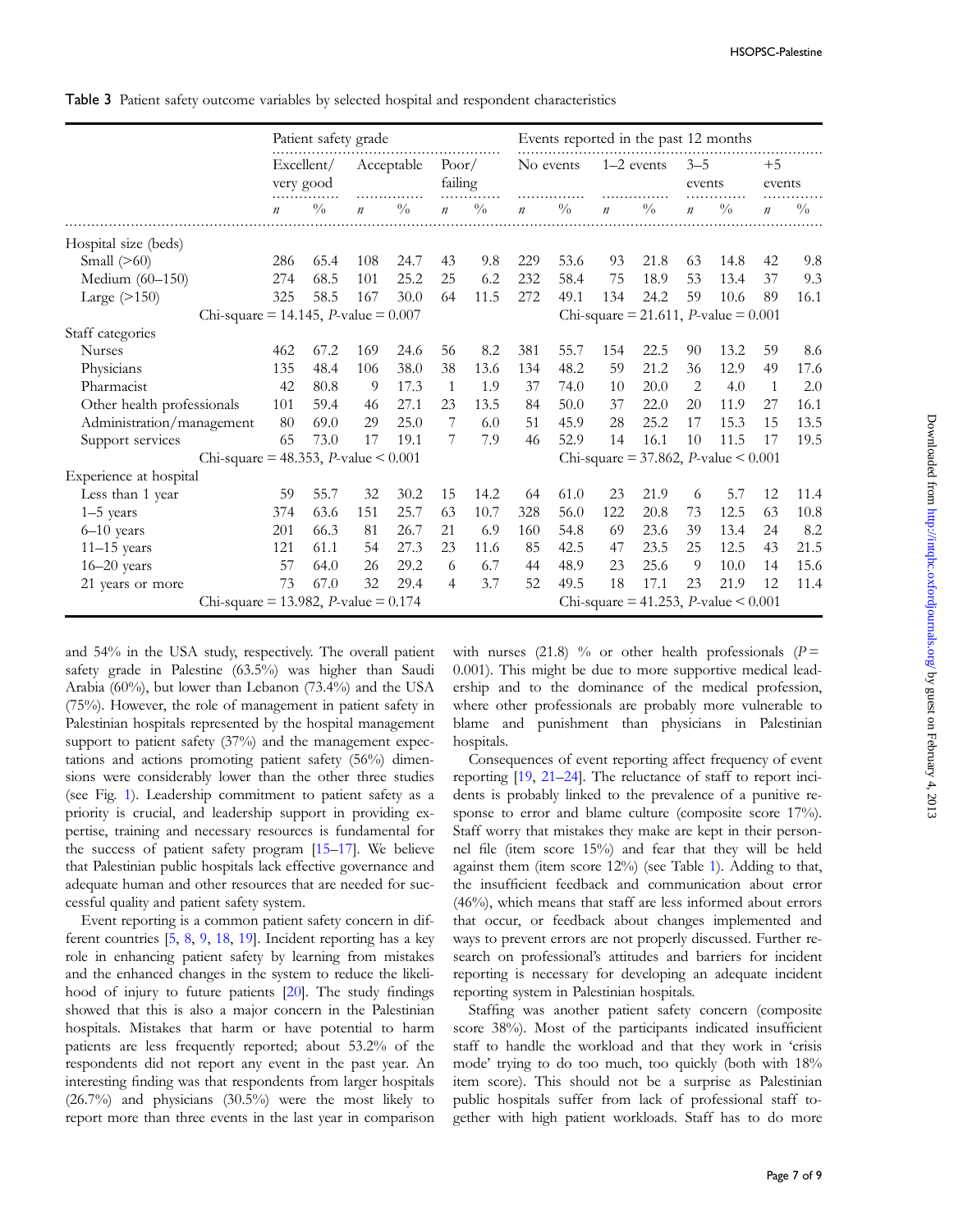Table 3 Patient safety outcome variables by selected hospital and respondent characteristics

| | Patient safety grade | | | | | | Events reported in the past 12 months | | | | | | | |
|---|---|---|---|---|---|---|---|---|---|---|---|---|---|---|
| | Excellent/ very good | | Acceptable | | Poor/ failing | | No events | | 1–2 events | | 3–5 events | | +5 events | |
| | *n* | % | *n* | % | *n* | % | *n* | % | *n* | % | *n* | % | *n* | % |
| Hospital size (beds) | | | | | | | | | | | | | | |
| Small (>60) | 286 | 65.4 | 108 | 24.7 | 43 | 9.8 | 229 | 53.6 | 93 | 21.8 | 63 | 14.8 | 42 | 9.8 |
| Medium (60–150) | 274 | 68.5 | 101 | 25.2 | 25 | 6.2 | 232 | 58.4 | 75 | 18.9 | 53 | 13.4 | 37 | 9.3 |
| Large (>150) | 325 | 58.5 | 167 | 30.0 | 64 | 11.5 | 272 | 49.1 | 134 | 24.2 | 59 | 10.6 | 89 | 16.1 |
| | Chi-square = 14.145, *P*-value = 0.007 | | | | | | Chi-square = 21.611, *P*-value = 0.001 | | | | | | | |
| Staff categories | | | | | | | | | | | | | | |
| Nurses | 462 | 67.2 | 169 | 24.6 | 56 | 8.2 | 381 | 55.7 | 154 | 22.5 | 90 | 13.2 | 59 | 8.6 |
| Physicians | 135 | 48.4 | 106 | 38.0 | 38 | 13.6 | 134 | 48.2 | 59 | 21.2 | 36 | 12.9 | 49 | 17.6 |
| Pharmacist | 42 | 80.8 | 9 | 17.3 | 1 | 1.9 | 37 | 74.0 | 10 | 20.0 | 2 | 4.0 | 1 | 2.0 |
| Other health professionals | 101 | 59.4 | 46 | 27.1 | 23 | 13.5 | 84 | 50.0 | 37 | 22.0 | 20 | 11.9 | 27 | 16.1 |
| Administration/management | 80 | 69.0 | 29 | 25.0 | 7 | 6.0 | 51 | 45.9 | 28 | 25.2 | 17 | 15.3 | 15 | 13.5 |
| Support services | 65 | 73.0 | 17 | 19.1 | 7 | 7.9 | 46 | 52.9 | 14 | 16.1 | 10 | 11.5 | 17 | 19.5 |
| | Chi-square = 48.353, *P*-value < 0.001 | | | | | | Chi-square = 37.862, *P*-value < 0.001 | | | | | | | |
| Experience at hospital | | | | | | | | | | | | | | |
| Less than 1 year | 59 | 55.7 | 32 | 30.2 | 15 | 14.2 | 64 | 61.0 | 23 | 21.9 | 6 | 5.7 | 12 | 11.4 |
| 1–5 years | 374 | 63.6 | 151 | 25.7 | 63 | 10.7 | 328 | 56.0 | 122 | 20.8 | 73 | 12.5 | 63 | 10.8 |
| 6–10 years | 201 | 66.3 | 81 | 26.7 | 21 | 6.9 | 160 | 54.8 | 69 | 23.6 | 39 | 13.4 | 24 | 8.2 |
| 11–15 years | 121 | 61.1 | 54 | 27.3 | 23 | 11.6 | 85 | 42.5 | 47 | 23.5 | 25 | 12.5 | 43 | 21.5 |
| 16–20 years | 57 | 64.0 | 26 | 29.2 | 6 | 6.7 | 44 | 48.9 | 23 | 25.6 | 9 | 10.0 | 14 | 15.6 |
| 21 years or more | 73 | 67.0 | 32 | 29.4 | 4 | 3.7 | 52 | 49.5 | 18 | 17.1 | 23 | 21.9 | 12 | 11.4 |
| | Chi-square = 13.982, *P*-value = 0.174 | | | | | | Chi-square = 41.253, *P*-value < 0.001 | | | | | | | |

and 54% in the USA study, respectively. The overall patient safety grade in Palestine (63.5%) was higher than Saudi Arabia (60%), but lower than Lebanon (73.4%) and the USA (75%). However, the role of management in patient safety in Palestinian hospitals represented by the hospital management support to patient safety (37%) and the management expectations and actions promoting patient safety (56%) dimensions were considerably lower than the other three studies (see Fig. 1). Leadership commitment to patient safety as a priority is crucial, and leadership support in providing expertise, training and necessary resources is fundamental for the success of patient safety program [15–17]. We believe that Palestinian public hospitals lack effective governance and adequate human and other resources that are needed for successful quality and patient safety system.

Event reporting is a common patient safety concern in different countries [5, 8, 9, 18, 19]. Incident reporting has a key role in enhancing patient safety by learning from mistakes and the enhanced changes in the system to reduce the likelihood of injury to future patients [20]. The study findings showed that this is also a major concern in the Palestinian hospitals. Mistakes that harm or have potential to harm patients are less frequently reported; about 53.2% of the respondents did not report any event in the past year. An interesting finding was that respondents from larger hospitals (26.7%) and physicians (30.5%) were the most likely to report more than three events in the last year in comparison with nurses (21.8) % or other health professionals ($P = 0.001$). This might be due to more supportive medical leadership and to the dominance of the medical profession, where other professionals are probably more vulnerable to blame and punishment than physicians in Palestinian hospitals.

Consequences of event reporting affect frequency of event reporting [19, 21–24]. The reluctance of staff to report incidents is probably linked to the prevalence of a punitive response to error and blame culture (composite score 17%). Staff worry that mistakes they make are kept in their personnel file (item score 15%) and fear that they will be held against them (item score 12%) (see Table 1). Adding to that, the insufficient feedback and communication about error (46%), which means that staff are less informed about errors that occur, or feedback about changes implemented and ways to prevent errors are not properly discussed. Further research on professional's attitudes and barriers for incident reporting is necessary for developing an adequate incident reporting system in Palestinian hospitals.

Staffing was another patient safety concern (composite score 38%). Most of the participants indicated insufficient staff to handle the workload and that they work in 'crisis mode' trying to do too much, too quickly (both with 18% item score). This should not be a surprise as Palestinian public hospitals suffer from lack of professional staff together with high patient workloads. Staff has to do more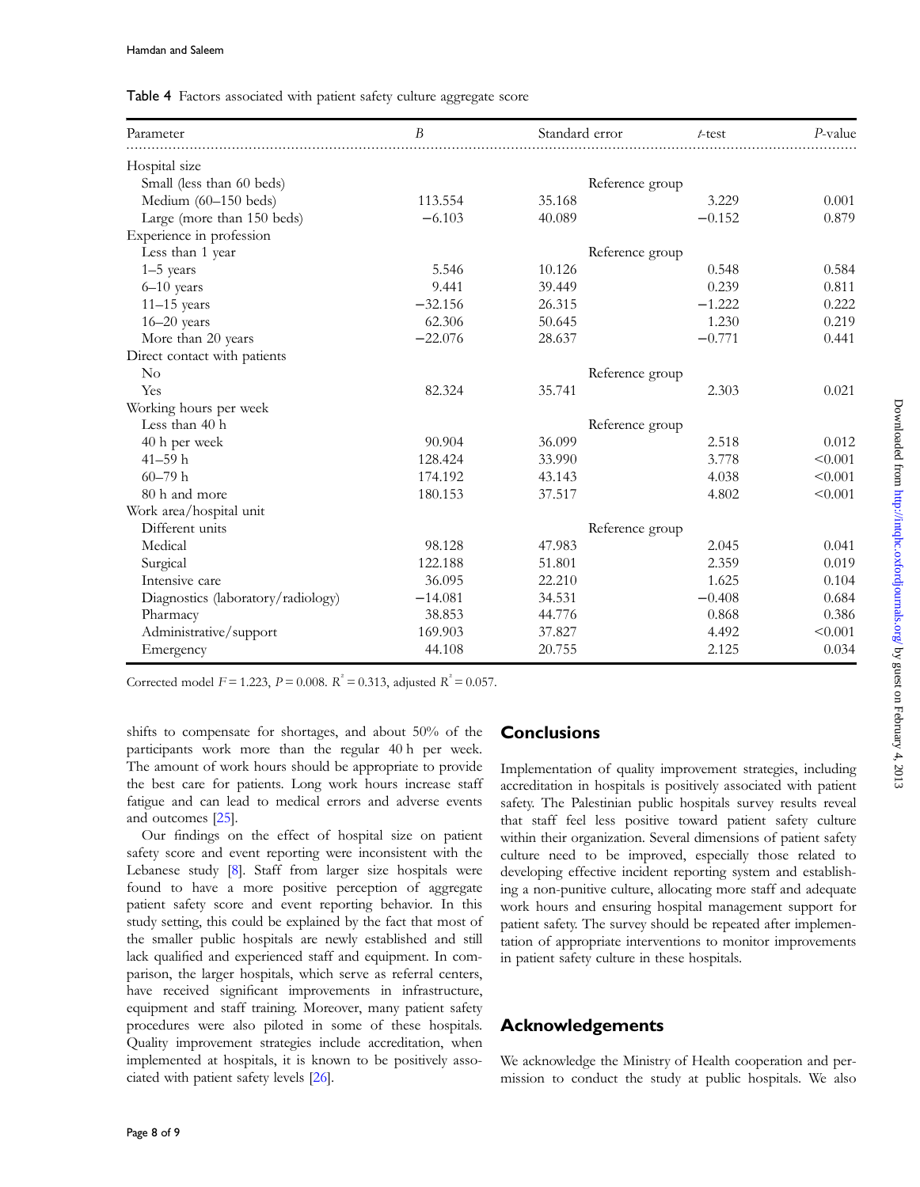Table 4 Factors associated with patient safety culture aggregate score

| Parameter | B | Standard error | t-test | P-value |
|---|---|---|---|---|
| Hospital size | | | | |
| Small (less than 60 beds) | | Reference group | | |
| Medium (60–150 beds) | 113.554 | 35.168 | 3.229 | 0.001 |
| Large (more than 150 beds) | −6.103 | 40.089 | −0.152 | 0.879 |
| Experience in profession | | | | |
| Less than 1 year | | Reference group | | |
| 1–5 years | 5.546 | 10.126 | 0.548 | 0.584 |
| 6–10 years | 9.441 | 39.449 | 0.239 | 0.811 |
| 11–15 years | −32.156 | 26.315 | −1.222 | 0.222 |
| 16–20 years | 62.306 | 50.645 | 1.230 | 0.219 |
| More than 20 years | −22.076 | 28.637 | −0.771 | 0.441 |
| Direct contact with patients | | | | |
| No | | Reference group | | |
| Yes | 82.324 | 35.741 | 2.303 | 0.021 |
| Working hours per week | | | | |
| Less than 40 h | | Reference group | | |
| 40 h per week | 90.904 | 36.099 | 2.518 | 0.012 |
| 41–59 h | 128.424 | 33.990 | 3.778 | <0.001 |
| 60–79 h | 174.192 | 43.143 | 4.038 | <0.001 |
| 80 h and more | 180.153 | 37.517 | 4.802 | <0.001 |
| Work area/hospital unit | | | | |
| Different units | | Reference group | | |
| Medical | 98.128 | 47.983 | 2.045 | 0.041 |
| Surgical | 122.188 | 51.801 | 2.359 | 0.019 |
| Intensive care | 36.095 | 22.210 | 1.625 | 0.104 |
| Diagnostics (laboratory/radiology) | −14.081 | 34.531 | −0.408 | 0.684 |
| Pharmacy | 38.853 | 44.776 | 0.868 | 0.386 |
| Administrative/support | 169.903 | 37.827 | 4.492 | <0.001 |
| Emergency | 44.108 | 20.755 | 2.125 | 0.034 |

Corrected model $F = 1.223$, $P = 0.008$. $R^2 = 0.313$, adjusted $R^2 = 0.057$.

shifts to compensate for shortages, and about 50% of the participants work more than the regular 40 h per week. The amount of work hours should be appropriate to provide the best care for patients. Long work hours increase staff fatigue and can lead to medical errors and adverse events and outcomes [25].

Our findings on the effect of hospital size on patient safety score and event reporting were inconsistent with the Lebanese study [8]. Staff from larger size hospitals were found to have a more positive perception of aggregate patient safety score and event reporting behavior. In this study setting, this could be explained by the fact that most of the smaller public hospitals are newly established and still lack qualified and experienced staff and equipment. In comparison, the larger hospitals, which serve as referral centers, have received significant improvements in infrastructure, equipment and staff training. Moreover, many patient safety procedures were also piloted in some of these hospitals. Quality improvement strategies include accreditation, when implemented at hospitals, it is known to be positively associated with patient safety levels [26].

## Conclusions

Implementation of quality improvement strategies, including accreditation in hospitals is positively associated with patient safety. The Palestinian public hospitals survey results reveal that staff feel less positive toward patient safety culture within their organization. Several dimensions of patient safety culture need to be improved, especially those related to developing effective incident reporting system and establishing a non-punitive culture, allocating more staff and adequate work hours and ensuring hospital management support for patient safety. The survey should be repeated after implementation of appropriate interventions to monitor improvements in patient safety culture in these hospitals.

## Acknowledgements

We acknowledge the Ministry of Health cooperation and permission to conduct the study at public hospitals. We also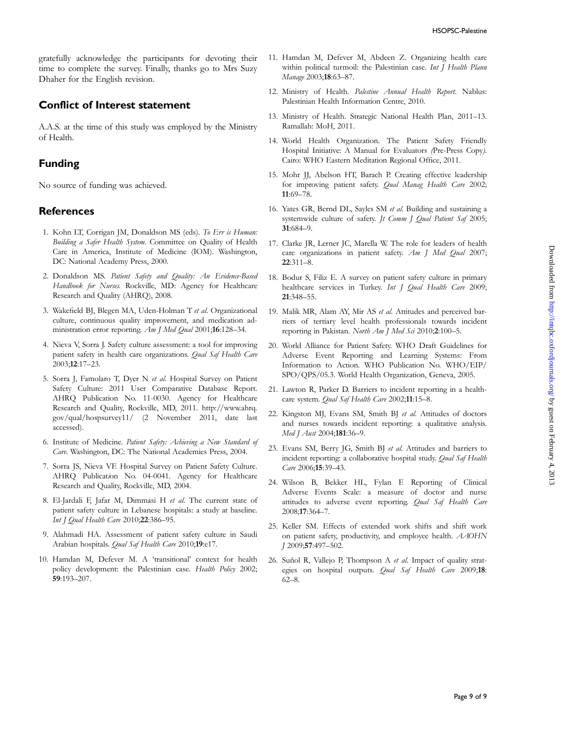gratefully acknowledge the participants for devoting their time to complete the survey. Finally, thanks go to Mrs Suzy Dhaher for the English revision.

## Conflict of Interest statement

A.A.S. at the time of this study was employed by the Ministry of Health.

## Funding

No source of funding was achieved.

## References

1. Kohn LT, Corrigan JM, Donaldson MS (eds). *To Err is Human: Building a Safer Health System*. Committee on Quality of Health Care in America, Institute of Medicine (IOM). Washington, DC: National Academy Press, 2000.
2. Donaldson MS. *Patient Safety and Quality: An Evidence-Based Handbook for Nurses*. Rockville, MD: Agency for Healthcare Research and Quality (AHRQ), 2008.
3. Wakefield BJ, Blegen MA, Uden-Holman T *et al*. Organizational culture, continuous quality improvement, and medication administration error reporting. *Am J Med Qual* 2001;**16**:128–34.
4. Nieva V, Sorra J. Safety culture assessment: a tool for improving patient safety in health care organizations. *Qual Saf Health Care* 2003;**12**:17–23.
5. Sorra J, Famolaro T, Dyer N *et al*. Hospital Survey on Patient Safety Culture: 2011 User Comparative Database Report. AHRQ Publication No. 11-0030. Agency for Healthcare Research and Quality, Rockville, MD, 2011. http://www.ahrq.gov/qual/hospsurvey11/ (2 November 2011, date last accessed).
6. Institute of Medicine. *Patient Safety: Achieving a New Standard of Care*. Washington, DC: The National Academies Press, 2004.
7. Sorra JS, Nieva VF. Hospital Survey on Patient Safety Culture. AHRQ Publication No. 04-0041. Agency for Healthcare Research and Quality, Rockville, MD, 2004.
8. El-Jardali F, Jafar M, Dimmasi H *et al*. The current state of patient safety culture in Lebanese hospitals: a study at baseline. *Int J Qual Health Care* 2010;**22**:386–95.
9. Alahmadi HA. Assessment of patient safety culture in Saudi Arabian hospitals. *Qual Saf Health Care* 2010;**19**:e17.
10. Hamdan M, Defever M. A 'transitional' context for health policy development: the Palestinian case. *Health Policy* 2002; **59**:193–207.
11. Hamdan M, Defever M, Abdeen Z. Organizing health care within political turmoil: the Palestinian case. *Int J Health Plann Manage* 2003;**18**:63–87.
12. Ministry of Health. *Palestine Annual Health Report*. Nablus: Palestinian Health Information Centre, 2010.
13. Ministry of Health. Strategic National Health Plan, 2011–13. Ramallah: MoH, 2011.
14. World Health Organization. The Patient Safety Friendly Hospital Initiative: A Manual for Evaluators *(*Pre-Press Copy*)*. Cairo: WHO Eastern Meditation Regional Office, 2011.
15. Mohr JJ, Abelson HT, Barach P. Creating effective leadership for improving patient safety. *Qual Manag Health Care* 2002; **11**:69–78.
16. Yates GR, Bernd DL, Sayles SM *et al*. Building and sustaining a systemwide culture of safety. *Jt Comm J Qual Patient Saf* 2005; **31**:684–9.
17. Clarke JR, Lerner JC, Marella W. The role for leaders of health care organizations in patient safety. *Am J Med Qual* 2007; **22**:311–8.
18. Bodur S, Filiz E. A survey on patient safety culture in primary healthcare services in Turkey. *Int J Qual Health Care* 2009; **21**:348–55.
19. Malik MR, Alam AY, Mir AS *et al*. Attitudes and perceived barriers of tertiary level health professionals towards incident reporting in Pakistan. *North Am J Med Sci* 2010;**2**:100–5.
20. World Alliance for Patient Safety. WHO Draft Guidelines for Adverse Event Reporting and Learning Systems: From Information to Action. WHO Publication No. WHO/EIP/SPO/QPS/05.3. World Health Organization, Geneva, 2005.
21. Lawton R, Parker D. Barriers to incident reporting in a healthcare system. *Qual Saf Health Care* 2002;**11**:15–8.
22. Kingston MJ, Evans SM, Smith BJ *et al*. Attitudes of doctors and nurses towards incident reporting: a qualitative analysis. *Med J Aust* 2004;**181**:36–9.
23. Evans SM, Berry JG, Smith BJ *et al*. Attitudes and barriers to incident reporting: a collaborative hospital study. *Qual Saf Health Care* 2006;**15**:39–43.
24. Wilson B, Bekker HL, Fylan F. Reporting of Clinical Adverse Events Scale: a measure of doctor and nurse attitudes to adverse event reporting. *Qual Saf Health Care* 2008;**17**:364–7.
25. Keller SM. Effects of extended work shifts and shift work on patient safety, productivity, and employee health. *AAOHN J* 2009;**57**:497–502.
26. Suñol R, Vallejo P, Thompson A *et al*. Impact of quality strategies on hospital outputs. *Qual Saf Health Care* 2009;**18**: 62–8.